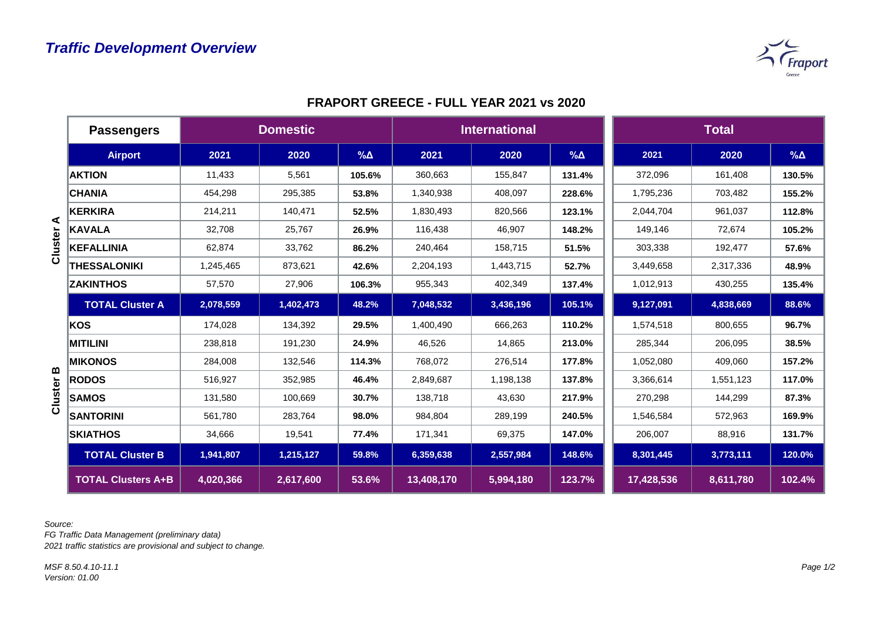# Traffic Development Overview

## FRAPORT GREECE - FULL YEAR 2021 vs 2020

| | Passengers | Domestic | | | International | | | Total | | |
|---|---|---|---|---|---|---|---|---|---|---|
| | **Airport** | **2021** | **2020** | **%Δ** | **2021** | **2020** | **%Δ** | **2021** | **2020** | **%Δ** |
| Cluster A | **AKTION** | 11,433 | 5,561 | **105.6%** | 360,663 | 155,847 | **131.4%** | 372,096 | 161,408 | **130.5%** |
| | **CHANIA** | 454,298 | 295,385 | **53.8%** | 1,340,938 | 408,097 | **228.6%** | 1,795,236 | 703,482 | **155.2%** |
| | **KERKIRA** | 214,211 | 140,471 | **52.5%** | 1,830,493 | 820,566 | **123.1%** | 2,044,704 | 961,037 | **112.8%** |
| | **KAVALA** | 32,708 | 25,767 | **26.9%** | 116,438 | 46,907 | **148.2%** | 149,146 | 72,674 | **105.2%** |
| | **KEFALLINIA** | 62,874 | 33,762 | **86.2%** | 240,464 | 158,715 | **51.5%** | 303,338 | 192,477 | **57.6%** |
| | **THESSALONIKI** | 1,245,465 | 873,621 | **42.6%** | 2,204,193 | 1,443,715 | **52.7%** | 3,449,658 | 2,317,336 | **48.9%** |
| | **ZAKINTHOS** | 57,570 | 27,906 | **106.3%** | 955,343 | 402,349 | **137.4%** | 1,012,913 | 430,255 | **135.4%** |
| | **TOTAL Cluster A** | **2,078,559** | **1,402,473** | **48.2%** | **7,048,532** | **3,436,196** | **105.1%** | **9,127,091** | **4,838,669** | **88.6%** |
| Cluster B | **KOS** | 174,028 | 134,392 | **29.5%** | 1,400,490 | 666,263 | **110.2%** | 1,574,518 | 800,655 | **96.7%** |
| | **MITILINI** | 238,818 | 191,230 | **24.9%** | 46,526 | 14,865 | **213.0%** | 285,344 | 206,095 | **38.5%** |
| | **MIKONOS** | 284,008 | 132,546 | **114.3%** | 768,072 | 276,514 | **177.8%** | 1,052,080 | 409,060 | **157.2%** |
| | **RODOS** | 516,927 | 352,985 | **46.4%** | 2,849,687 | 1,198,138 | **137.8%** | 3,366,614 | 1,551,123 | **117.0%** |
| | **SAMOS** | 131,580 | 100,669 | **30.7%** | 138,718 | 43,630 | **217.9%** | 270,298 | 144,299 | **87.3%** |
| | **SANTORINI** | 561,780 | 283,764 | **98.0%** | 984,804 | 289,199 | **240.5%** | 1,546,584 | 572,963 | **169.9%** |
| | **SKIATHOS** | 34,666 | 19,541 | **77.4%** | 171,341 | 69,375 | **147.0%** | 206,007 | 88,916 | **131.7%** |
| | **TOTAL Cluster B** | **1,941,807** | **1,215,127** | **59.8%** | **6,359,638** | **2,557,984** | **148.6%** | **8,301,445** | **3,773,111** | **120.0%** |
| | **TOTAL Clusters A+B** | **4,020,366** | **2,617,600** | **53.6%** | **13,408,170** | **5,994,180** | **123.7%** | **17,428,536** | **8,611,780** | **102.4%** |

*Source:*
*FG Traffic Data Management (preliminary data)*
*2021 traffic statistics are provisional and subject to change.*

*MSF 8.50.4.10-11.1*
*Version: 01.00*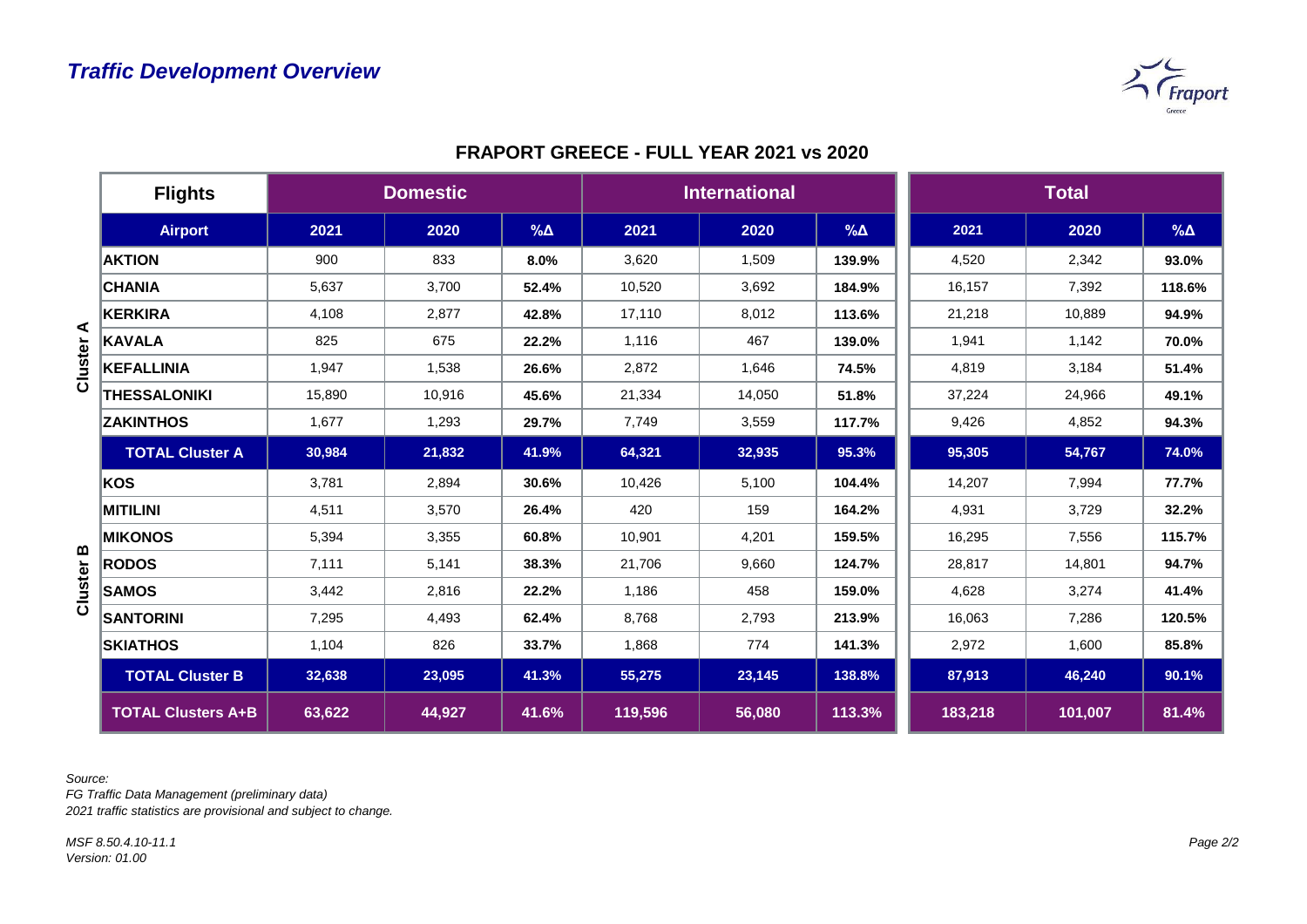## Traffic Development Overview

### FRAPORT GREECE - FULL YEAR 2021 vs 2020

| | Flights | Domestic | | | International | | | Total | | |
|---|---|---|---|---|---|---|---|---|---|---|
| | **Airport** | **2021** | **2020** | **%Δ** | **2021** | **2020** | **%Δ** | **2021** | **2020** | **%Δ** |
| Cluster A | **AKTION** | 900 | 833 | **8.0%** | 3,620 | 1,509 | **139.9%** | 4,520 | 2,342 | **93.0%** |
| | **CHANIA** | 5,637 | 3,700 | **52.4%** | 10,520 | 3,692 | **184.9%** | 16,157 | 7,392 | **118.6%** |
| | **KERKIRA** | 4,108 | 2,877 | **42.8%** | 17,110 | 8,012 | **113.6%** | 21,218 | 10,889 | **94.9%** |
| | **KAVALA** | 825 | 675 | **22.2%** | 1,116 | 467 | **139.0%** | 1,941 | 1,142 | **70.0%** |
| | **KEFALLINIA** | 1,947 | 1,538 | **26.6%** | 2,872 | 1,646 | **74.5%** | 4,819 | 3,184 | **51.4%** |
| | **THESSALONIKI** | 15,890 | 10,916 | **45.6%** | 21,334 | 14,050 | **51.8%** | 37,224 | 24,966 | **49.1%** |
| | **ZAKINTHOS** | 1,677 | 1,293 | **29.7%** | 7,749 | 3,559 | **117.7%** | 9,426 | 4,852 | **94.3%** |
| | **TOTAL Cluster A** | **30,984** | **21,832** | **41.9%** | **64,321** | **32,935** | **95.3%** | **95,305** | **54,767** | **74.0%** |
| Cluster B | **KOS** | 3,781 | 2,894 | **30.6%** | 10,426 | 5,100 | **104.4%** | 14,207 | 7,994 | **77.7%** |
| | **MITILINI** | 4,511 | 3,570 | **26.4%** | 420 | 159 | **164.2%** | 4,931 | 3,729 | **32.2%** |
| | **MIKONOS** | 5,394 | 3,355 | **60.8%** | 10,901 | 4,201 | **159.5%** | 16,295 | 7,556 | **115.7%** |
| | **RODOS** | 7,111 | 5,141 | **38.3%** | 21,706 | 9,660 | **124.7%** | 28,817 | 14,801 | **94.7%** |
| | **SAMOS** | 3,442 | 2,816 | **22.2%** | 1,186 | 458 | **159.0%** | 4,628 | 3,274 | **41.4%** |
| | **SANTORINI** | 7,295 | 4,493 | **62.4%** | 8,768 | 2,793 | **213.9%** | 16,063 | 7,286 | **120.5%** |
| | **SKIATHOS** | 1,104 | 826 | **33.7%** | 1,868 | 774 | **141.3%** | 2,972 | 1,600 | **85.8%** |
| | **TOTAL Cluster B** | **32,638** | **23,095** | **41.3%** | **55,275** | **23,145** | **138.8%** | **87,913** | **46,240** | **90.1%** |
| | **TOTAL Clusters A+B** | **63,622** | **44,927** | **41.6%** | **119,596** | **56,080** | **113.3%** | **183,218** | **101,007** | **81.4%** |

*Source:*
*FG Traffic Data Management (preliminary data)*
*2021 traffic statistics are provisional and subject to change.*

*MSF 8.50.4.10-11.1*
*Version: 01.00*